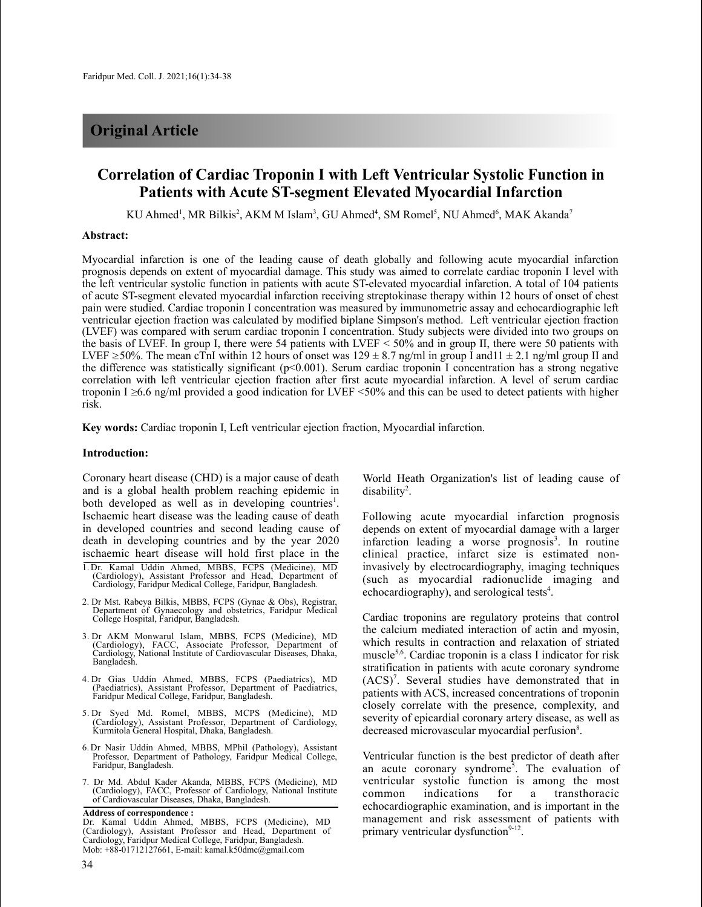## Original Article

# Correlation of Cardiac Troponin I with Left Ventricular Systolic Function in Patients with Acute ST-segment Elevated Myocardial Infarction

KU Ahmed[1], MR Bilkis[2], AKM M Islam[3], GU Ahmed[4], SM Romel[5], NU Ahmed[6], MAK Akanda[7]

**Abstract:**

Myocardial infarction is one of the leading cause of death globally and following acute myocardial infarction prognosis depends on extent of myocardial damage. This study was aimed to correlate cardiac troponin I level with the left ventricular systolic function in patients with acute ST-elevated myocardial infarction. A total of 104 patients of acute ST-segment elevated myocardial infarction receiving streptokinase therapy within 12 hours of onset of chest pain were studied. Cardiac troponin I concentration was measured by immunometric assay and echocardiographic left ventricular ejection fraction was calculated by modified biplane Simpson's method. Left ventricular ejection fraction (LVEF) was compared with serum cardiac troponin I concentration. Study subjects were divided into two groups on the basis of LVEF. In group I, there were 54 patients with LVEF $< 50\%$ and in group II, there were 50 patients with LVEF $\geq 50\%$. The mean cTnI within 12 hours of onset was $129 \pm 8.7$ ng/ml in group I and $11 \pm 2.1$ ng/ml group II and the difference was statistically significant ($p<0.001$). Serum cardiac troponin I concentration has a strong negative correlation with left ventricular ejection fraction after first acute myocardial infarction. A level of serum cardiac troponin I $\geq 6.6$ ng/ml provided a good indication for LVEF $<50\%$ and this can be used to detect patients with higher risk.

**Key words:** Cardiac troponin I, Left ventricular ejection fraction, Myocardial infarction.

**Introduction:**

Coronary heart disease (CHD) is a major cause of death and is a global health problem reaching epidemic in both developed as well as in developing countries[1]. Ischaemic heart disease was the leading cause of death in developed countries and second leading cause of death in developing countries and by the year 2020 ischaemic heart disease will hold first place in the World Heath Organization's list of leading cause of disability[2].

Following acute myocardial infarction prognosis depends on extent of myocardial damage with a larger infarction leading a worse prognosis[3]. In routine clinical practice, infarct size is estimated non-invasively by electrocardiography, imaging techniques (such as myocardial radionuclide imaging and echocardiography), and serological tests[4].

Cardiac troponins are regulatory proteins that control the calcium mediated interaction of actin and myosin, which results in contraction and relaxation of striated muscle[5,6]. Cardiac troponin is a class I indicator for risk stratification in patients with acute coronary syndrome (ACS)[7]. Several studies have demonstrated that in patients with ACS, increased concentrations of troponin closely correlate with the presence, complexity, and severity of epicardial coronary artery disease, as well as decreased microvascular myocardial perfusion[8].

Ventricular function is the best predictor of death after an acute coronary syndrome[5]. The evaluation of ventricular systolic function is among the most common indications for a transthoracic echocardiographic examination, and is important in the management and risk assessment of patients with primary ventricular dysfunction[9-12].

1. Dr. Kamal Uddin Ahmed, MBBS, FCPS (Medicine), MD (Cardiology), Assistant Professor and Head, Department of Cardiology, Faridpur Medical College, Faridpur, Bangladesh.
2. Dr Mst. Rabeya Bilkis, MBBS, FCPS (Gynae & Obs), Registrar, Department of Gynaecology and obstetrics, Faridpur Medical College Hospital, Faridpur, Bangladesh.
3. Dr AKM Monwarul Islam, MBBS, FCPS (Medicine), MD (Cardiology), FACC, Associate Professor, Department of Cardiology, National Institute of Cardiovascular Diseases, Dhaka, Bangladesh.
4. Dr Gias Uddin Ahmed, MBBS, FCPS (Paediatrics), MD (Paediatrics), Assistant Professor, Department of Paediatrics, Faridpur Medical College, Faridpur, Bangladesh.
5. Dr Syed Md. Romel, MBBS, MCPS (Medicine), MD (Cardiology), Assistant Professor, Department of Cardiology, Kurmitola General Hospital, Dhaka, Bangladesh.
6. Dr Nasir Uddin Ahmed, MBBS, MPhil (Pathology), Assistant Professor, Department of Pathology, Faridpur Medical College, Faridpur, Bangladesh.
7. Dr Md. Abdul Kader Akanda, MBBS, FCPS (Medicine), MD (Cardiology), FACC, Professor of Cardiology, National Institute of Cardiovascular Diseases, Dhaka, Bangladesh.

**Address of correspondence :**
Dr. Kamal Uddin Ahmed, MBBS, FCPS (Medicine), MD (Cardiology), Assistant Professor and Head, Department of Cardiology, Faridpur Medical College, Faridpur, Bangladesh.
Mob: +88-01712127661, E-mail: kamal.k50dmc@gmail.com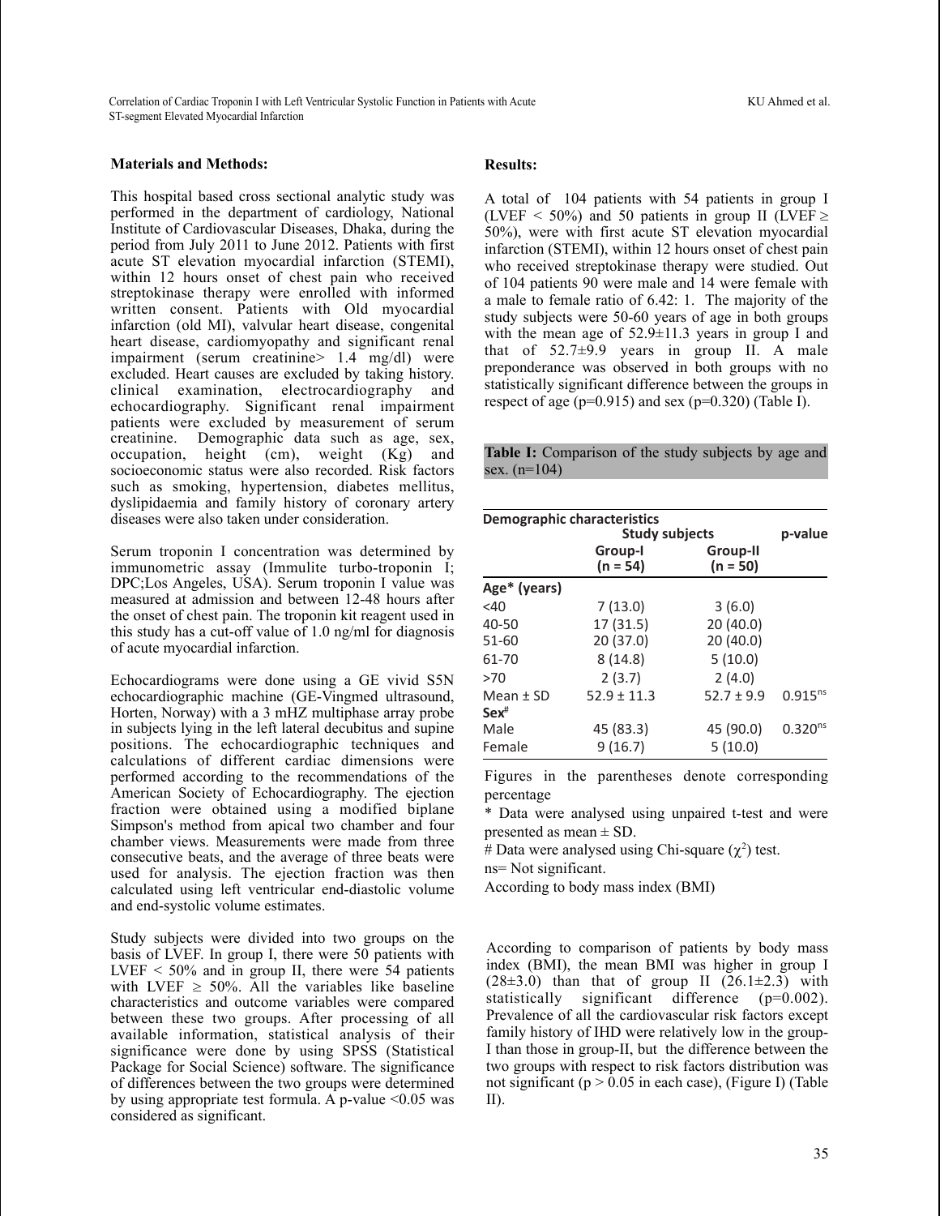### Materials and Methods:

This hospital based cross sectional analytic study was performed in the department of cardiology, National Institute of Cardiovascular Diseases, Dhaka, during the period from July 2011 to June 2012. Patients with first acute ST elevation myocardial infarction (STEMI), within 12 hours onset of chest pain who received streptokinase therapy were enrolled with informed written consent. Patients with Old myocardial infarction (old MI), valvular heart disease, congenital heart disease, cardiomyopathy and significant renal impairment (serum creatinine> 1.4 mg/dl) were excluded. Heart causes are excluded by taking history. clinical examination, electrocardiography and echocardiography. Significant renal impairment patients were excluded by measurement of serum creatinine. Demographic data such as age, sex, occupation, height (cm), weight (Kg) and socioeconomic status were also recorded. Risk factors such as smoking, hypertension, diabetes mellitus, dyslipidaemia and family history of coronary artery diseases were also taken under consideration.

Serum troponin I concentration was determined by immunometric assay (Immulite turbo-troponin I; DPC;Los Angeles, USA). Serum troponin I value was measured at admission and between 12-48 hours after the onset of chest pain. The troponin kit reagent used in this study has a cut-off value of 1.0 ng/ml for diagnosis of acute myocardial infarction.

Echocardiograms were done using a GE vivid S5N echocardiographic machine (GE-Vingmed ultrasound, Horten, Norway) with a 3 mHZ multiphase array probe in subjects lying in the left lateral decubitus and supine positions. The echocardiographic techniques and calculations of different cardiac dimensions were performed according to the recommendations of the American Society of Echocardiography. The ejection fraction were obtained using a modified biplane Simpson's method from apical two chamber and four chamber views. Measurements were made from three consecutive beats, and the average of three beats were used for analysis. The ejection fraction was then calculated using left ventricular end-diastolic volume and end-systolic volume estimates.

Study subjects were divided into two groups on the basis of LVEF. In group I, there were 50 patients with LVEF < 50% and in group II, there were 54 patients with LVEF ≥ 50%. All the variables like baseline characteristics and outcome variables were compared between these two groups. After processing of all available information, statistical analysis of their significance were done by using SPSS (Statistical Package for Social Science) software. The significance of differences between the two groups were determined by using appropriate test formula. A p-value <0.05 was considered as significant.

### Results:

A total of 104 patients with 54 patients in group I (LVEF < 50%) and 50 patients in group II (LVEF ≥ 50%), were with first acute ST elevation myocardial infarction (STEMI), within 12 hours onset of chest pain who received streptokinase therapy were studied. Out of 104 patients 90 were male and 14 were female with a male to female ratio of 6.42: 1. The majority of the study subjects were 50-60 years of age in both groups with the mean age of 52.9±11.3 years in group I and that of 52.7±9.9 years in group II. A male preponderance was observed in both groups with no statistically significant difference between the groups in respect of age (p=0.915) and sex (p=0.320) (Table I).

**Table I:** Comparison of the study subjects by age and sex. (n=104)

| Demographic characteristics | Study subjects | | p-value |
|---|---|---|---|
| | Group-I (n = 54) | Group-II (n = 50) | |
| **Age\* (years)** | | | |
| <40 | 7 (13.0) | 3 (6.0) | |
| 40-50 | 17 (31.5) | 20 (40.0) | |
| 51-60 | 20 (37.0) | 20 (40.0) | |
| 61-70 | 8 (14.8) | 5 (10.0) | |
| >70 | 2 (3.7) | 2 (4.0) | |
| Mean ± SD | 52.9 ± 11.3 | 52.7 ± 9.9 | 0.915[ns] |
| **Sex#** | | | |
| Male | 45 (83.3) | 45 (90.0) | 0.320[ns] |
| Female | 9 (16.7) | 5 (10.0) | |

Figures in the parentheses denote corresponding percentage

\* Data were analysed using unpaired t-test and were presented as mean ± SD.

# Data were analysed using Chi-square ($\chi^2$) test.

ns= Not significant.

According to body mass index (BMI)

According to comparison of patients by body mass index (BMI), the mean BMI was higher in group I (28±3.0) than that of group II (26.1±2.3) with statistically significant difference (p=0.002). Prevalence of all the cardiovascular risk factors except family history of IHD were relatively low in the group-I than those in group-II, but the difference between the two groups with respect to risk factors distribution was not significant (p > 0.05 in each case), (Figure I) (Table II).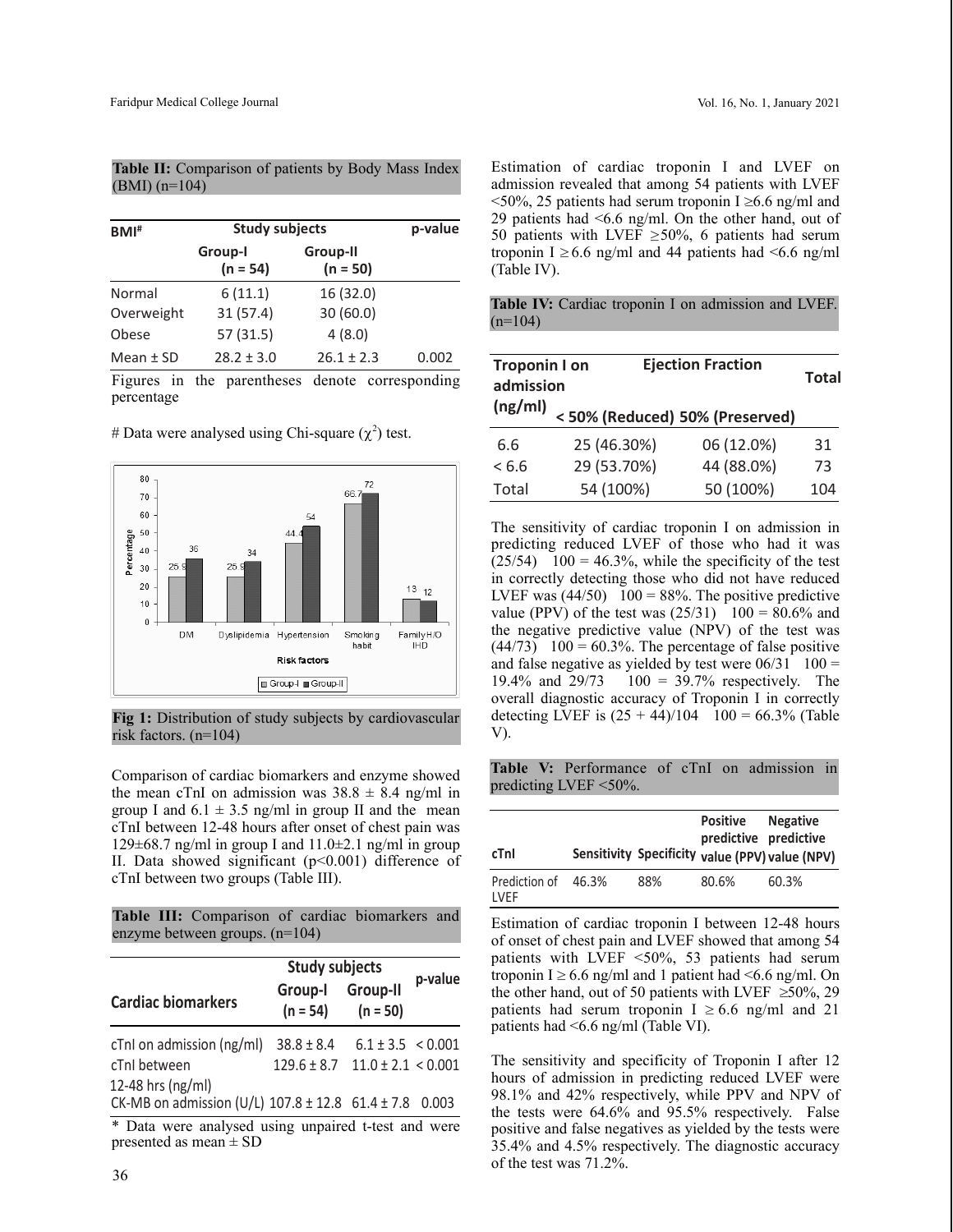**Table II:** Comparison of patients by Body Mass Index (BMI) (n=104)

| BMI[#] | Study subjects | | p-value |
|---|---|---|---|
| | Group-I (n = 54) | Group-II (n = 50) | |
| Normal | 6 (11.1) | 16 (32.0) | |
| Overweight | 31 (57.4) | 30 (60.0) | |
| Obese | 57 (31.5) | 4 (8.0) | |
| Mean ± SD | 28.2 ± 3.0 | 26.1 ± 2.3 | 0.002 |

Figures in the parentheses denote corresponding percentage

# Data were analysed using Chi-square ($\chi^2$) test.

**Fig 1:** Distribution of study subjects by cardiovascular risk factors. (n=104)

Comparison of cardiac biomarkers and enzyme showed the mean cTnI on admission was 38.8 ± 8.4 ng/ml in group I and 6.1 ± 3.5 ng/ml in group II and the mean cTnI between 12-48 hours after onset of chest pain was 129±68.7 ng/ml in group I and 11.0±2.1 ng/ml in group II. Data showed significant (p<0.001) difference of cTnI between two groups (Table III).

**Table III:** Comparison of cardiac biomarkers and enzyme between groups. (n=104)

| Cardiac biomarkers | Study subjects | | p-value |
|---|---|---|---|
| | Group-I (n = 54) | Group-II (n = 50) | |
| cTnI on admission (ng/ml) | 38.8 ± 8.4 | 6.1 ± 3.5 | < 0.001 |
| cTnI between 12-48 hrs (ng/ml) | 129.6 ± 8.7 | 11.0 ± 2.1 | < 0.001 |
| CK-MB on admission (U/L) | 107.8 ± 12.8 | 61.4 ± 7.8 | 0.003 |

\* Data were analysed using unpaired t-test and were presented as mean ± SD

Estimation of cardiac troponin I and LVEF on admission revealed that among 54 patients with LVEF <50%, 25 patients had serum troponin I ≥6.6 ng/ml and 29 patients had <6.6 ng/ml. On the other hand, out of 50 patients with LVEF ≥50%, 6 patients had serum troponin I ≥ 6.6 ng/ml and 44 patients had <6.6 ng/ml (Table IV).

**Table IV:** Cardiac troponin I on admission and LVEF. (n=104)

| Troponin I on admission (ng/ml) | Ejection Fraction | | Total |
|---|---|---|---|
| | < 50% (Reduced) | 50% (Preserved) | |
| 6.6 | 25 (46.30%) | 06 (12.0%) | 31 |
| < 6.6 | 29 (53.70%) | 44 (88.0%) | 73 |
| Total | 54 (100%) | 50 (100%) | 104 |

The sensitivity of cardiac troponin I on admission in predicting reduced LVEF of those who had it was (25/54) 100 = 46.3%, while the specificity of the test in correctly detecting those who did not have reduced LVEF was (44/50) 100 = 88%. The positive predictive value (PPV) of the test was (25/31) 100 = 80.6% and the negative predictive value (NPV) of the test was (44/73) 100 = 60.3%. The percentage of false positive and false negative as yielded by test were 06/31 100 = 19.4% and 29/73 100 = 39.7% respectively. The overall diagnostic accuracy of Troponin I in correctly detecting LVEF is (25 + 44)/104 100 = 66.3% (Table V).

**Table V:** Performance of cTnI on admission in predicting LVEF <50%.

| cTnI | Sensitivity | Specificity | Positive predictive value (PPV) | Negative predictive value (NPV) |
|---|---|---|---|---|
| Prediction of LVEF | 46.3% | 88% | 80.6% | 60.3% |

Estimation of cardiac troponin I between 12-48 hours of onset of chest pain and LVEF showed that among 54 patients with LVEF <50%, 53 patients had serum troponin I ≥ 6.6 ng/ml and 1 patient had <6.6 ng/ml. On the other hand, out of 50 patients with LVEF ≥50%, 29 patients had serum troponin I ≥ 6.6 ng/ml and 21 patients had <6.6 ng/ml (Table VI).

The sensitivity and specificity of Troponin I after 12 hours of admission in predicting reduced LVEF were 98.1% and 42% respectively, while PPV and NPV of the tests were 64.6% and 95.5% respectively. False positive and false negatives as yielded by the tests were 35.4% and 4.5% respectively. The diagnostic accuracy of the test was 71.2%.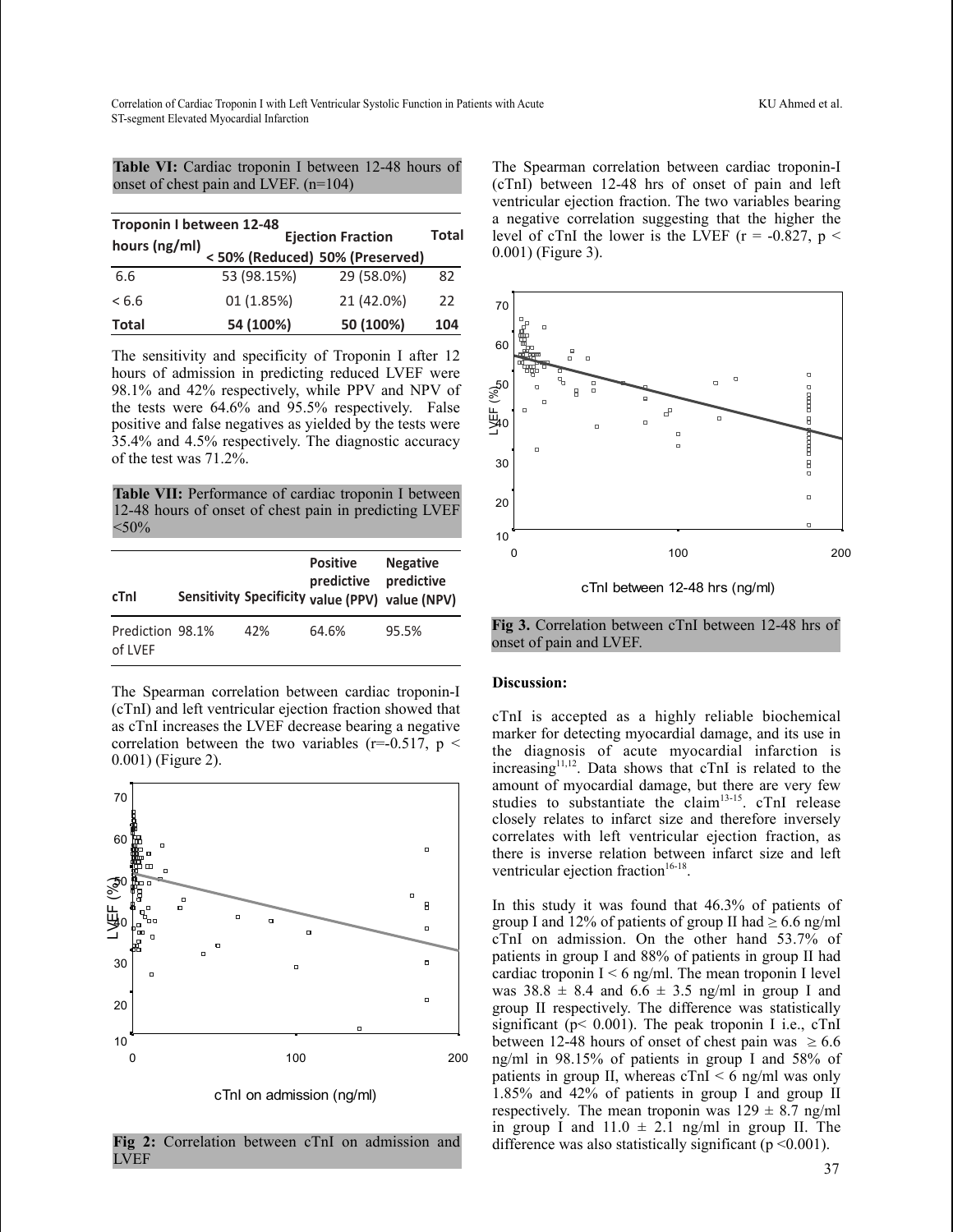**Table VI:** Cardiac troponin I between 12-48 hours of onset of chest pain and LVEF. (n=104)

| Troponin I between 12-48 hours (ng/ml) | Ejection Fraction | | Total |
|---|---|---|---|
| | < 50% (Reduced) | 50% (Preserved) | |
| 6.6 | 53 (98.15%) | 29 (58.0%) | 82 |
| < 6.6 | 01 (1.85%) | 21 (42.0%) | 22 |
| **Total** | **54 (100%)** | **50 (100%)** | **104** |

The sensitivity and specificity of Troponin I after 12 hours of admission in predicting reduced LVEF were 98.1% and 42% respectively, while PPV and NPV of the tests were 64.6% and 95.5% respectively. False positive and false negatives as yielded by the tests were 35.4% and 4.5% respectively. The diagnostic accuracy of the test was 71.2%.

**Table VII:** Performance of cardiac troponin I between 12-48 hours of onset of chest pain in predicting LVEF <50%

| cTnI | Sensitivity | Specificity | Positive predictive value (PPV) | Negative predictive value (NPV) |
|---|---|---|---|---|
| Prediction of LVEF | 98.1% | 42% | 64.6% | 95.5% |

The Spearman correlation between cardiac troponin-I (cTnI) and left ventricular ejection fraction showed that as cTnI increases the LVEF decrease bearing a negative correlation between the two variables ($r=-0.517$, $p < 0.001$) (Figure 2).

**Fig 2:** Correlation between cTnI on admission and LVEF

The Spearman correlation between cardiac troponin-I (cTnI) between 12-48 hrs of onset of pain and left ventricular ejection fraction. The two variables bearing a negative correlation suggesting that the higher the level of cTnI the lower is the LVEF ($r = -0.827$, $p < 0.001$) (Figure 3).

**Fig 3.** Correlation between cTnI between 12-48 hrs of onset of pain and LVEF.

### Discussion:

cTnI is accepted as a highly reliable biochemical marker for detecting myocardial damage, and its use in the diagnosis of acute myocardial infarction is increasing[11,12]. Data shows that cTnI is related to the amount of myocardial damage, but there are very few studies to substantiate the claim[13-15]. cTnI release closely relates to infarct size and therefore inversely correlates with left ventricular ejection fraction, as there is inverse relation between infarct size and left ventricular ejection fraction[16-18].

In this study it was found that 46.3% of patients of group I and 12% of patients of group II had ≥ 6.6 ng/ml cTnI on admission. On the other hand 53.7% of patients in group I and 88% of patients in group II had cardiac troponin I < 6 ng/ml. The mean troponin I level was $38.8 \pm 8.4$ and $6.6 \pm 3.5$ ng/ml in group I and group II respectively. The difference was statistically significant ($p < 0.001$). The peak troponin I i.e., cTnI between 12-48 hours of onset of chest pain was ≥ 6.6 ng/ml in 98.15% of patients in group I and 58% of patients in group II, whereas cTnI < 6 ng/ml was only 1.85% and 42% of patients in group I and group II respectively. The mean troponin was $129 \pm 8.7$ ng/ml in group I and $11.0 \pm 2.1$ ng/ml in group II. The difference was also statistically significant ($p < 0.001$).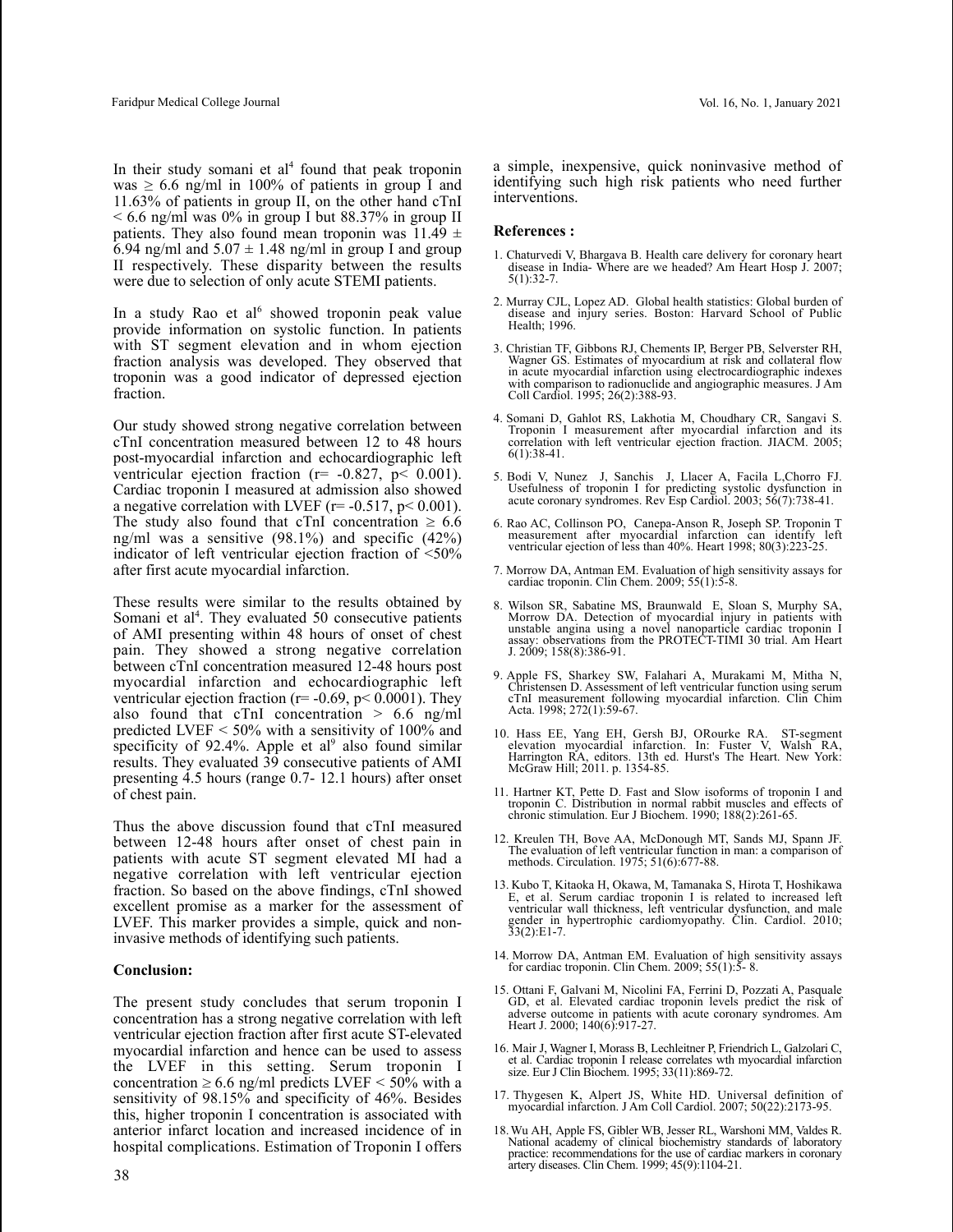In their study somani et al[4] found that peak troponin was $\geq$ 6.6 ng/ml in 100% of patients in group I and 11.63% of patients in group II, on the other hand cTnI < 6.6 ng/ml was 0% in group I but 88.37% in group II patients. They also found mean troponin was 11.49 $\pm$ 6.94 ng/ml and 5.07 $\pm$ 1.48 ng/ml in group I and group II respectively. These disparity between the results were due to selection of only acute STEMI patients.

In a study Rao et al[6] showed troponin peak value provide information on systolic function. In patients with ST segment elevation and in whom ejection fraction analysis was developed. They observed that troponin was a good indicator of depressed ejection fraction.

Our study showed strong negative correlation between cTnI concentration measured between 12 to 48 hours post-myocardial infarction and echocardiographic left ventricular ejection fraction ($r= -0.827$, $p< 0.001$). Cardiac troponin I measured at admission also showed a negative correlation with LVEF ($r= -0.517$, $p< 0.001$). The study also found that cTnI concentration $\geq$ 6.6 ng/ml was a sensitive (98.1%) and specific (42%) indicator of left ventricular ejection fraction of <50% after first acute myocardial infarction.

These results were similar to the results obtained by Somani et al[4]. They evaluated 50 consecutive patients of AMI presenting within 48 hours of onset of chest pain. They showed a strong negative correlation between cTnI concentration measured 12-48 hours post myocardial infarction and echocardiographic left ventricular ejection fraction ($r= -0.69$, $p< 0.0001$). They also found that cTnI concentration > 6.6 ng/ml predicted LVEF < 50% with a sensitivity of 100% and specificity of 92.4%. Apple et al[9] also found similar results. They evaluated 39 consecutive patients of AMI presenting 4.5 hours (range 0.7- 12.1 hours) after onset of chest pain.

Thus the above discussion found that cTnI measured between 12-48 hours after onset of chest pain in patients with acute ST segment elevated MI had a negative correlation with left ventricular ejection fraction. So based on the above findings, cTnI showed excellent promise as a marker for the assessment of LVEF. This marker provides a simple, quick and non-invasive methods of identifying such patients.

## Conclusion:

The present study concludes that serum troponin I concentration has a strong negative correlation with left ventricular ejection fraction after first acute ST-elevated myocardial infarction and hence can be used to assess the LVEF in this setting. Serum troponin I concentration $\geq$ 6.6 ng/ml predicts LVEF < 50% with a sensitivity of 98.15% and specificity of 46%. Besides this, higher troponin I concentration is associated with anterior infarct location and increased incidence of in hospital complications. Estimation of Troponin I offers a simple, inexpensive, quick noninvasive method of identifying such high risk patients who need further interventions.

## References :

1. Chaturvedi V, Bhargava B. Health care delivery for coronary heart disease in India- Where are we headed? Am Heart Hosp J. 2007; 5(1):32-7.
2. Murray CJL, Lopez AD. Global health statistics: Global burden of disease and injury series. Boston: Harvard School of Public Health; 1996.
3. Christian TF, Gibbons RJ, Chements IP, Berger PB, Selverster RH, Wagner GS. Estimates of myocardium at risk and collateral flow in acute myocardial infarction using electrocardiographic indexes with comparison to radionuclide and angiographic measures. J Am Coll Cardiol. 1995; 26(2):388-93.
4. Somani D, Gahlot RS, Lakhotia M, Choudhary CR, Sangavi S. Troponin I measurement after myocardial infarction and its correlation with left ventricular ejection fraction. JIACM. 2005; 6(1):38-41.
5. Bodi V, Nunez J, Sanchis J, Llacer A, Facila L,Chorro FJ. Usefulness of troponin I for predicting systolic dysfunction in acute coronary syndromes. Rev Esp Cardiol. 2003; 56(7):738-41.
6. Rao AC, Collinson PO, Canepa-Anson R, Joseph SP. Troponin T measurement after myocardial infarction can identify left ventricular ejection of less than 40%. Heart 1998; 80(3):223-25.
7. Morrow DA, Antman EM. Evaluation of high sensitivity assays for cardiac troponin. Clin Chem. 2009; 55(1):5-8.
8. Wilson SR, Sabatine MS, Braunwald E, Sloan S, Murphy SA, Morrow DA. Detection of myocardial injury in patients with unstable angina using a novel nanoparticle cardiac troponin I assay: observations from the PROTECT-TIMI 30 trial. Am Heart J. 2009; 158(8):386-91.
9. Apple FS, Sharkey SW, Falahari A, Murakami M, Mitha N, Christensen D. Assessment of left ventricular function using serum cTnI measurement following myocardial infarction. Clin Chim Acta. 1998; 272(1):59-67.
10. Hass EE, Yang EH, Gersh BJ, ORourke RA. ST-segment elevation myocardial infarction. In: Fuster V, Walsh RA, Harrington RA, editors. 13th ed. Hurst's The Heart. New York: McGraw Hill; 2011. p. 1354-85.
11. Hartner KT, Pette D. Fast and Slow isoforms of troponin I and troponin C. Distribution in normal rabbit muscles and effects of chronic stimulation. Eur J Biochem. 1990; 188(2):261-65.
12. Kreulen TH, Bove AA, McDonough MT, Sands MJ, Spann JF. The evaluation of left ventricular function in man: a comparison of methods. Circulation. 1975; 51(6):677-88.
13. Kubo T, Kitaoka H, Okawa, M, Tamanaka S, Hirota T, Hoshikawa E, et al. Serum cardiac troponin I is related to increased left ventricular wall thickness, left ventricular dysfunction, and male gender in hypertrophic cardiomyopathy. Clin. Cardiol. 2010; 33(2):E1-7.
14. Morrow DA, Antman EM. Evaluation of high sensitivity assays for cardiac troponin. Clin Chem. 2009; 55(1):5- 8.
15. Ottani F, Galvani M, Nicolini FA, Ferrini D, Pozzati A, Pasquale GD, et al. Elevated cardiac troponin levels predict the risk of adverse outcome in patients with acute coronary syndromes. Am Heart J. 2000; 140(6):917-27.
16. Mair J, Wagner I, Morass B, Lechleitner P, Friendrich L, Galzolari C, et al. Cardiac troponin I release correlates wth myocardial infarction size. Eur J Clin Biochem. 1995; 33(11):869-72.
17. Thygesen K, Alpert JS, White HD. Universal definition of myocardial infarction. J Am Coll Cardiol. 2007; 50(22):2173-95.
18. Wu AH, Apple FS, Gibler WB, Jesser RL, Warshoni MM, Valdes R. National academy of clinical biochemistry standards of laboratory practice: recommendations for the use of cardiac markers in coronary artery diseases. Clin Chem. 1999; 45(9):1104-21.